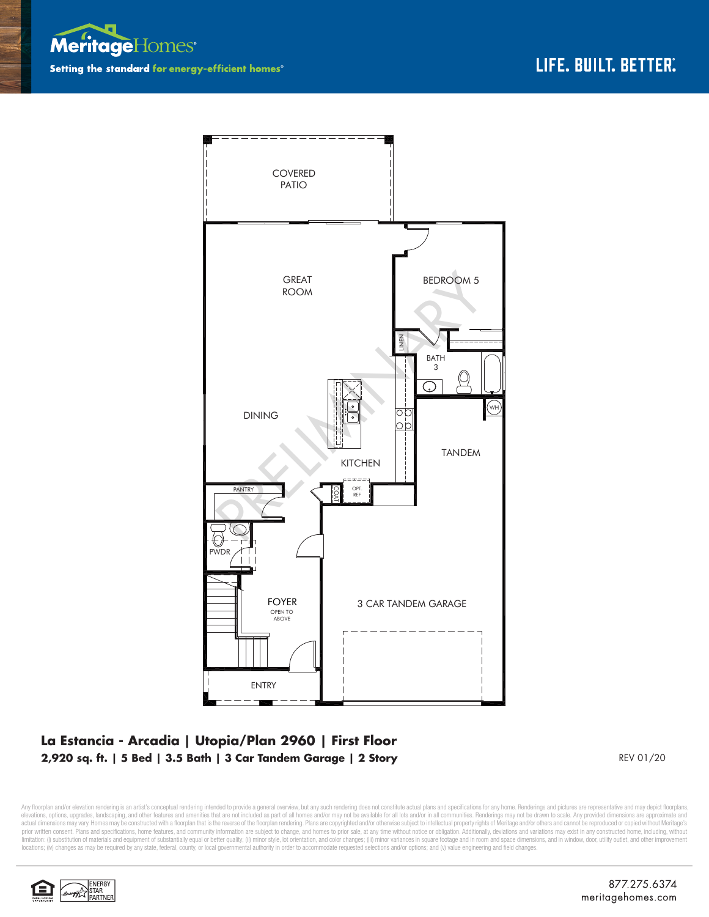Meritage Homes

Setting the standard for energy-efficient homes®

LIFE. BUILT. BETTER.

COVERED PATIO

GREAT ROOM

BEDROOM 5

LINEN

BATH 3

WH

DINING

KITCHEN

TANDEM

PANTRY

COAT

OPT. REF

PWDR

FOYER
OPEN TO ABOVE

3 CAR TANDEM GARAGE

ENTRY

PRELIMINARY

**La Estancia - Arcadia | Utopia/Plan 2960 | First Floor**

**2,920 sq. ft. | 5 Bed | 3.5 Bath | 3 Car Tandem Garage | 2 Story**

REV 01/20

Any floorplan and/or elevation rendering is an artist's conceptual rendering intended to provide a general overview, but any such rendering does not constitute actual plans and specifications for any home. Renderings and pictures are representative and may depict floorplans, elevations, options, upgrades, landscaping, and other features and amenities that are not included as part of all homes and/or may not be available for all lots and/or in all communities. Renderings may not be drawn to scale. Any provided dimensions are approximate and actual dimensions may vary. Homes may be constructed with a floorplan that is the reverse of the floorplan rendering. Plans are copyrighted and/or otherwise subject to intellectual property rights of Meritage and/or others and cannot be reproduced or copied without Meritage's prior written consent. Plans and specifications, home features, and community information are subject to change, and homes to prior sale, at any time without notice or obligation. Additionally, deviations and variations may exist in any constructed home, including, without limitation: (i) substitution of materials and equipment of substantially equal or better quality; (ii) minor style, lot orientation, and color changes; (iii) minor variances in square footage and in room and space dimensions, and in window, door, utility outlet, and other improvement locations; (iv) changes as may be required by any state, federal, county, or local governmental authority in order to accommodate requested selections and/or options; and (v) value engineering and field changes.

ENERGY STAR PARTNER

877.275.6374
meritagehomes.com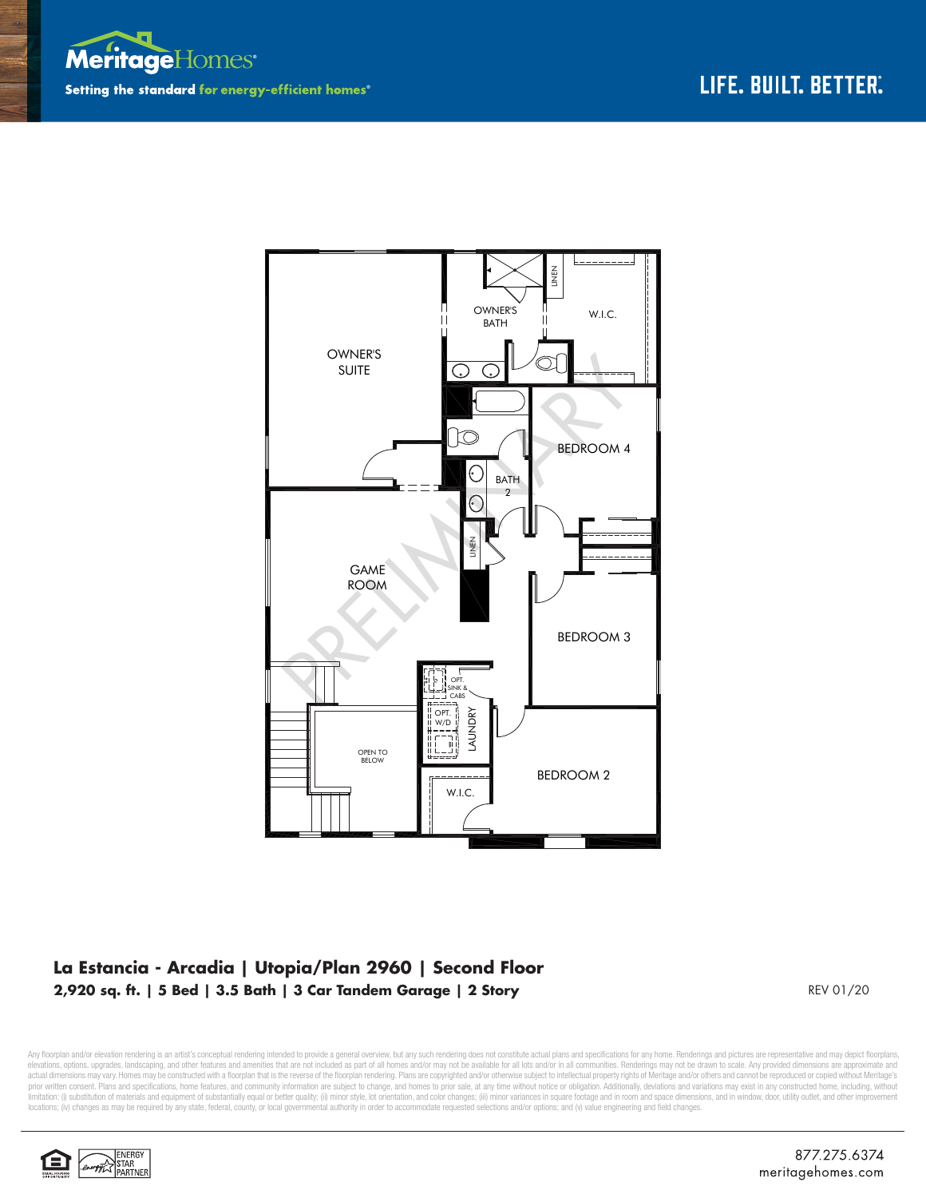Meritage Homes

Setting the standard for energy-efficient homes®

LIFE. BUILT. BETTER.®

OWNER'S SUITE

OWNER'S BATH

LINEN

W.I.C.

BEDROOM 4

BATH 2

LINEN

GAME ROOM

BEDROOM 3

OPT. SINK & CABS

OPT. W/D

LAUNDRY

OPEN TO BELOW

W.I.C.

BEDROOM 2

PRELIMINARY

## La Estancia - Arcadia | Utopia/Plan 2960 | Second Floor

**2,920 sq. ft. | 5 Bed | 3.5 Bath | 3 Car Tandem Garage | 2 Story**

REV 01/20

Any floorplan and/or elevation rendering is an artist's conceptual rendering intended to provide a general overview, but any such rendering does not constitute actual plans and specifications for any home. Renderings and pictures are representative and may depict floorplans, elevations, options, upgrades, landscaping, and other features and amenities that are not included as part of all homes and/or may not be available for all lots and/or in all communities. Renderings may not be drawn to scale. Any provided dimensions are approximate and actual dimensions may vary. Homes may be constructed with a floorplan that is the reverse of the floorplan rendering. Plans are copyrighted and/or otherwise subject to intellectual property rights of Meritage and/or others and cannot be reproduced or copied without Meritage's prior written consent. Plans and specifications, home features, and community information are subject to change, and homes to prior sale, at any time without notice or obligation. Additionally, deviations and variations may exist in any constructed home, including, without limitation: (i) substitution of materials and equipment of substantially equal or better quality; (ii) minor style, lot orientation, and color changes; (iii) minor variances in square footage and in room and space dimensions, and in window, door, utility outlet, and other improvement locations; (iv) changes as may be required by any state, federal, county, or local governmental authority in order to accommodate requested selections and/or options; and (v) value engineering and field changes.

ENERGY STAR PARTNER

877.275.6374
meritagehomes.com